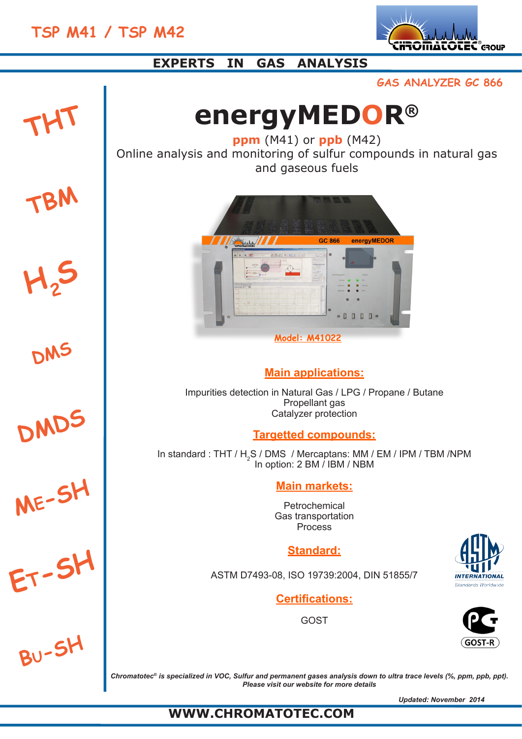# TSP M41 / TSP M42

**EXPERTS IN GAS ANALYSIS**

*GAS ANALYZER GC 866*

THT

TBM

$H_2S$

DMS

DMDS

ME-SH

ET-SH

BU-SH

# energyMEDOR®

**ppm** (M41) or **ppb** (M42)

Online analysis and monitoring of sulfur compounds in natural gas and gaseous fuels

Model: M41022

## Main applications:

Impurities detection in Natural Gas / LPG / Propane / Butane
Propellant gas
Catalyzer protection

## Targetted compounds:

In standard : THT / $H_2S$ / DMS / Mercaptans: MM / EM / IPM / TBM /NPM
In option: 2 BM / IBM / NBM

## Main markets:

Petrochemical
Gas transportation
Process

## Standard:

ASTM D7493-08, ISO 19739:2004, DIN 51855/7

## Certifications:

GOST

*Chromatotec® is specialized in VOC, Sulfur and permanent gases analysis down to ultra trace levels (%, ppm, ppb, ppt).*
*Please visit our website for more details*

*Updated: November 2014*

**WWW.CHROMATOTEC.COM**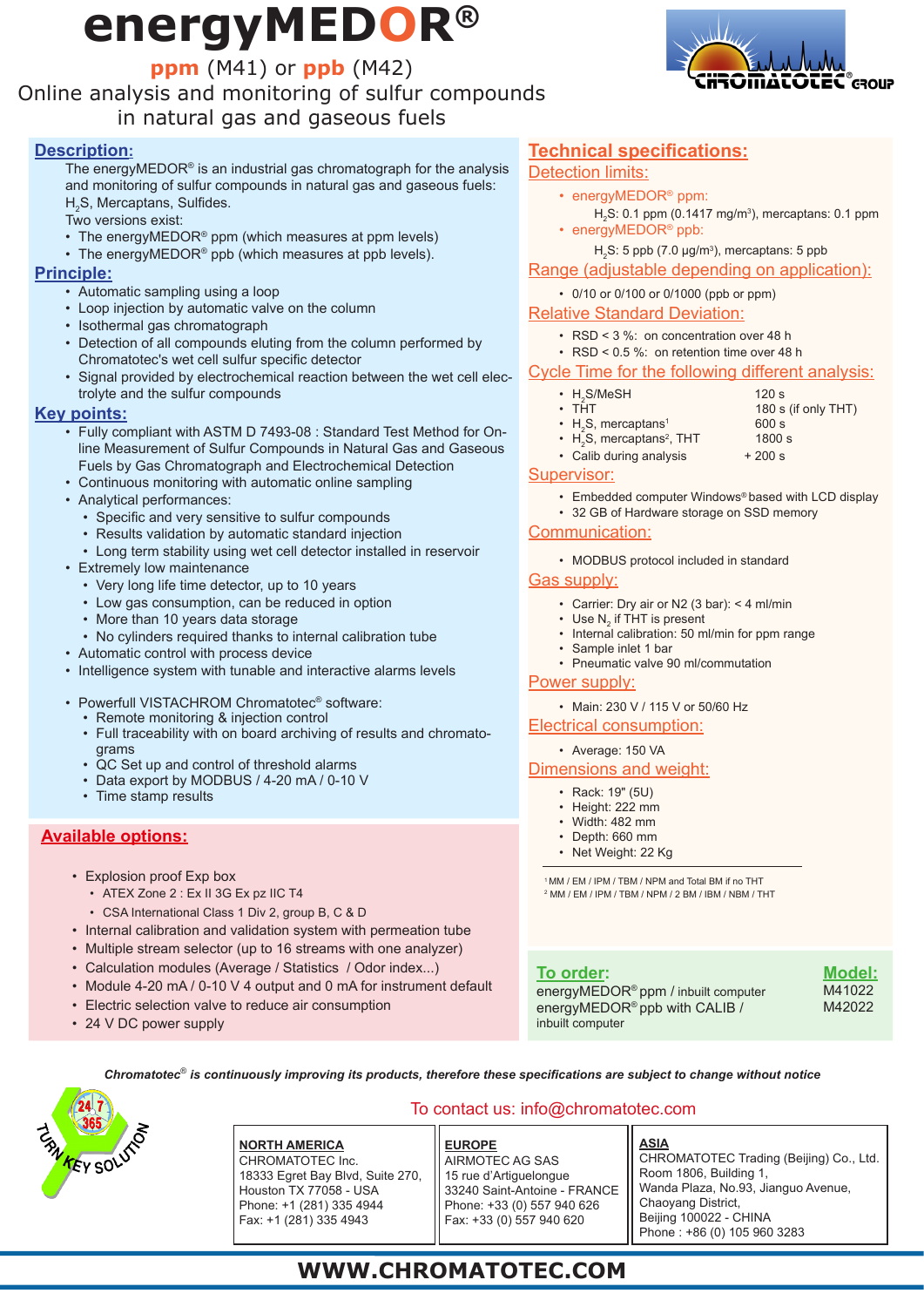# energyMEDOR®

**ppm** (M41) or **ppb** (M42)

Online analysis and monitoring of sulfur compounds in natural gas and gaseous fuels

## Description:

The energyMEDOR® is an industrial gas chromatograph for the analysis and monitoring of sulfur compounds in natural gas and gaseous fuels: $H_2S$, Mercaptans, Sulfides.

Two versions exist:

- The energyMEDOR® ppm (which measures at ppm levels)
- The energyMEDOR® ppb (which measures at ppb levels).

## Principle:

- Automatic sampling using a loop
- Loop injection by automatic valve on the column
- Isothermal gas chromatograph
- Detection of all compounds eluting from the column performed by Chromatotec's wet cell sulfur specific detector
- Signal provided by electrochemical reaction between the wet cell electrolyte and the sulfur compounds

## Key points:

- Fully compliant with ASTM D 7493-08 : Standard Test Method for On-line Measurement of Sulfur Compounds in Natural Gas and Gaseous Fuels by Gas Chromatograph and Electrochemical Detection
- Continuous monitoring with automatic online sampling
- Analytical performances:
  - Specific and very sensitive to sulfur compounds
  - Results validation by automatic standard injection
  - Long term stability using wet cell detector installed in reservoir
- Extremely low maintenance
  - Very long life time detector, up to 10 years
  - Low gas consumption, can be reduced in option
  - More than 10 years data storage
  - No cylinders required thanks to internal calibration tube
- Automatic control with process device
- Intelligence system with tunable and interactive alarms levels
- Powerfull VISTACHROM Chromatotec® software:
  - Remote monitoring & injection control
  - Full traceability with on board archiving of results and chromatograms
  - QC Set up and control of threshold alarms
  - Data export by MODBUS / 4-20 mA / 0-10 V
  - Time stamp results

## Available options:

- Explosion proof Exp box
  - ATEX Zone 2 : Ex II 3G Ex pz IIC T4
  - CSA International Class 1 Div 2, group B, C & D
- Internal calibration and validation system with permeation tube
- Multiple stream selector (up to 16 streams with one analyzer)
- Calculation modules (Average / Statistics / Odor index...)
- Module 4-20 mA / 0-10 V 4 output and 0 mA for instrument default
- Electric selection valve to reduce air consumption
- 24 V DC power supply

## Technical specifications:

### Detection limits:

- energyMEDOR® ppm:
  $H_2S$: 0.1 ppm (0.1417 mg/m$^3$), mercaptans: 0.1 ppm
- energyMEDOR® ppb:
  $H_2S$: 5 ppb (7.0 µg/m$^3$), mercaptans: 5 ppb

### Range (adjustable depending on application):

- 0/10 or 0/100 or 0/1000 (ppb or ppm)

### Relative Standard Deviation:

- RSD < 3 %: on concentration over 48 h
- RSD < 0.5 %: on retention time over 48 h

### Cycle Time for the following different analysis:

| | |
|---|---|
| $H_2S$/MeSH | 120 s |
| THT | 180 s (if only THT) |
| $H_2S$, mercaptans[1] | 600 s |
| $H_2S$, mercaptans[2], THT | 1800 s |
| Calib during analysis | + 200 s |

### Supervisor:

- Embedded computer Windows® based with LCD display
- 32 GB of Hardware storage on SSD memory

### Communication:

- MODBUS protocol included in standard

### Gas supply:

- Carrier: Dry air or N2 (3 bar): < 4 ml/min
- Use $N_2$ if THT is present
- Internal calibration: 50 ml/min for ppm range
- Sample inlet 1 bar
- Pneumatic valve 90 ml/commutation

### Power supply:

- Main: 230 V / 115 V or 50/60 Hz

### Electrical consumption:

- Average: 150 VA

### Dimensions and weight:

- Rack: 19" (5U)
- Height: 222 mm
- Width: 482 mm
- Depth: 660 mm
- Net Weight: 22 Kg

[1] MM / EM / IPM / TBM / NPM and Total BM if no THT
[2] MM / EM / IPM / TBM / NPM / 2 BM / IBM / NBM / THT

## To order:

| To order | Model |
|---|---|
| energyMEDOR® ppm / inbuilt computer | M41022 |
| energyMEDOR® ppb with CALIB / inbuilt computer | M42022 |

*Chromatotec® is continuously improving its products, therefore these specifications are subject to change without notice*

To contact us: info@chromatotec.com

**NORTH AMERICA**
CHROMATOTEC Inc.
18333 Egret Bay Blvd, Suite 270,
Houston TX 77058 - USA
Phone: +1 (281) 335 4944
Fax: +1 (281) 335 4943

**EUROPE**
AIRMOTEC AG SAS
15 rue d'Artiguelongue
33240 Saint-Antoine - FRANCE
Phone: +33 (0) 557 940 626
Fax: +33 (0) 557 940 620

**ASIA**
CHROMATOTEC Trading (Beijing) Co., Ltd.
Room 1806, Building 1,
Wanda Plaza, No.93, Jianguo Avenue,
Chaoyang District,
Beijing 100022 - CHINA
Phone : +86 (0) 105 960 3283

**WWW.CHROMATOTEC.COM**